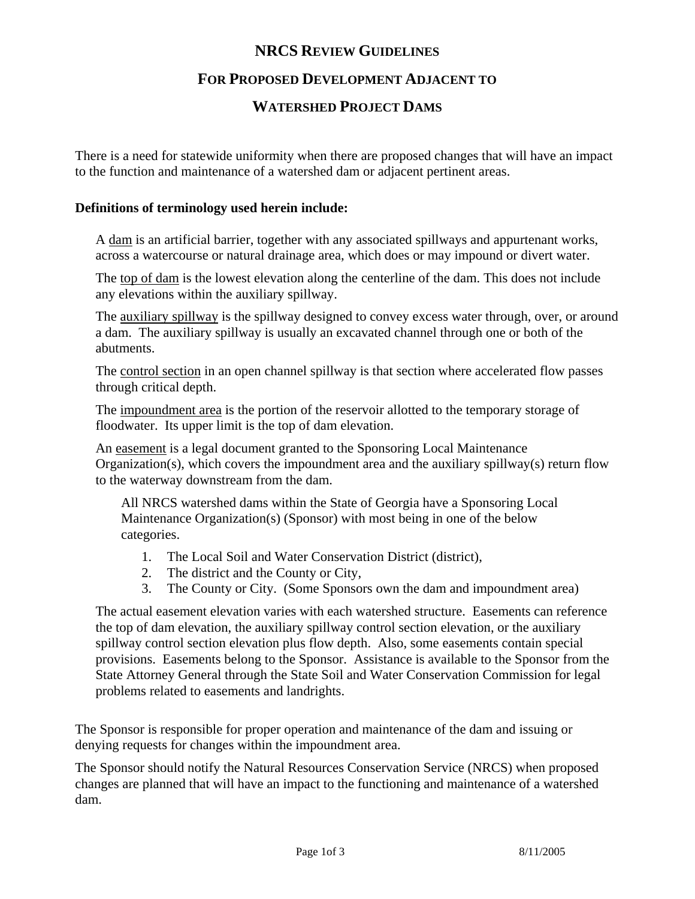# NRCS Review Guidelines

# For Proposed Development Adjacent to

# Watershed Project Dams

There is a need for statewide uniformity when there are proposed changes that will have an impact to the function and maintenance of a watershed dam or adjacent pertinent areas.

**Definitions of terminology used herein include:**

A dam is an artificial barrier, together with any associated spillways and appurtenant works, across a watercourse or natural drainage area, which does or may impound or divert water.

The top of dam is the lowest elevation along the centerline of the dam. This does not include any elevations within the auxiliary spillway.

The auxiliary spillway is the spillway designed to convey excess water through, over, or around a dam. The auxiliary spillway is usually an excavated channel through one or both of the abutments.

The control section in an open channel spillway is that section where accelerated flow passes through critical depth.

The impoundment area is the portion of the reservoir allotted to the temporary storage of floodwater. Its upper limit is the top of dam elevation.

An easement is a legal document granted to the Sponsoring Local Maintenance Organization(s), which covers the impoundment area and the auxiliary spillway(s) return flow to the waterway downstream from the dam.

All NRCS watershed dams within the State of Georgia have a Sponsoring Local Maintenance Organization(s) (Sponsor) with most being in one of the below categories.

1. The Local Soil and Water Conservation District (district),
2. The district and the County or City,
3. The County or City. (Some Sponsors own the dam and impoundment area)

The actual easement elevation varies with each watershed structure. Easements can reference the top of dam elevation, the auxiliary spillway control section elevation, or the auxiliary spillway control section elevation plus flow depth. Also, some easements contain special provisions. Easements belong to the Sponsor. Assistance is available to the Sponsor from the State Attorney General through the State Soil and Water Conservation Commission for legal problems related to easements and landrights.

The Sponsor is responsible for proper operation and maintenance of the dam and issuing or denying requests for changes within the impoundment area.

The Sponsor should notify the Natural Resources Conservation Service (NRCS) when proposed changes are planned that will have an impact to the functioning and maintenance of a watershed dam.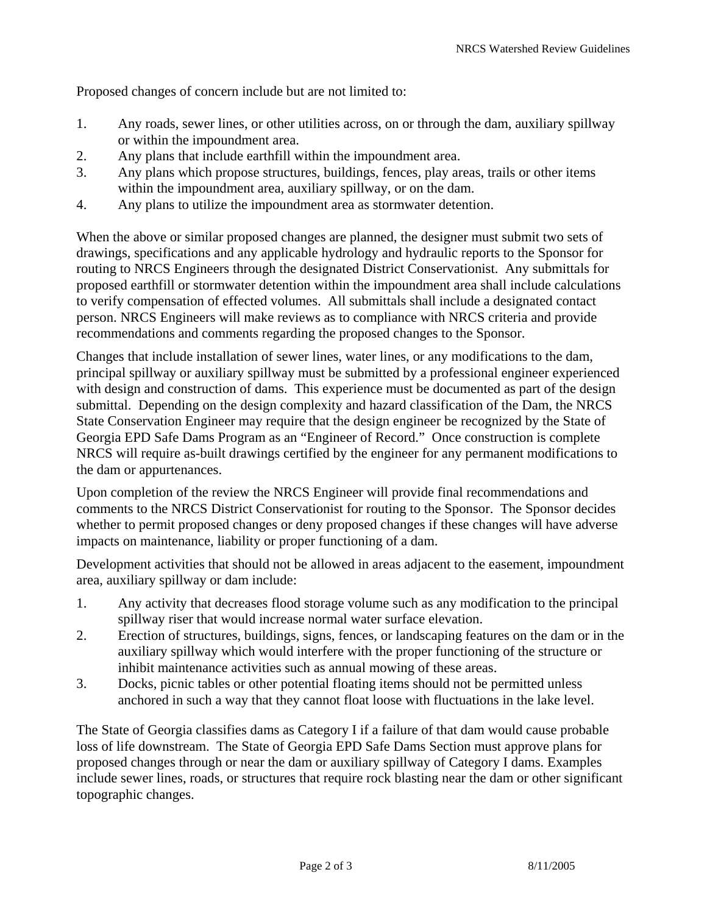Proposed changes of concern include but are not limited to:

1. Any roads, sewer lines, or other utilities across, on or through the dam, auxiliary spillway or within the impoundment area.
2. Any plans that include earthfill within the impoundment area.
3. Any plans which propose structures, buildings, fences, play areas, trails or other items within the impoundment area, auxiliary spillway, or on the dam.
4. Any plans to utilize the impoundment area as stormwater detention.

When the above or similar proposed changes are planned, the designer must submit two sets of drawings, specifications and any applicable hydrology and hydraulic reports to the Sponsor for routing to NRCS Engineers through the designated District Conservationist. Any submittals for proposed earthfill or stormwater detention within the impoundment area shall include calculations to verify compensation of effected volumes. All submittals shall include a designated contact person. NRCS Engineers will make reviews as to compliance with NRCS criteria and provide recommendations and comments regarding the proposed changes to the Sponsor.

Changes that include installation of sewer lines, water lines, or any modifications to the dam, principal spillway or auxiliary spillway must be submitted by a professional engineer experienced with design and construction of dams. This experience must be documented as part of the design submittal. Depending on the design complexity and hazard classification of the Dam, the NRCS State Conservation Engineer may require that the design engineer be recognized by the State of Georgia EPD Safe Dams Program as an "Engineer of Record." Once construction is complete NRCS will require as-built drawings certified by the engineer for any permanent modifications to the dam or appurtenances.

Upon completion of the review the NRCS Engineer will provide final recommendations and comments to the NRCS District Conservationist for routing to the Sponsor. The Sponsor decides whether to permit proposed changes or deny proposed changes if these changes will have adverse impacts on maintenance, liability or proper functioning of a dam.

Development activities that should not be allowed in areas adjacent to the easement, impoundment area, auxiliary spillway or dam include:

1. Any activity that decreases flood storage volume such as any modification to the principal spillway riser that would increase normal water surface elevation.
2. Erection of structures, buildings, signs, fences, or landscaping features on the dam or in the auxiliary spillway which would interfere with the proper functioning of the structure or inhibit maintenance activities such as annual mowing of these areas.
3. Docks, picnic tables or other potential floating items should not be permitted unless anchored in such a way that they cannot float loose with fluctuations in the lake level.

The State of Georgia classifies dams as Category I if a failure of that dam would cause probable loss of life downstream. The State of Georgia EPD Safe Dams Section must approve plans for proposed changes through or near the dam or auxiliary spillway of Category I dams. Examples include sewer lines, roads, or structures that require rock blasting near the dam or other significant topographic changes.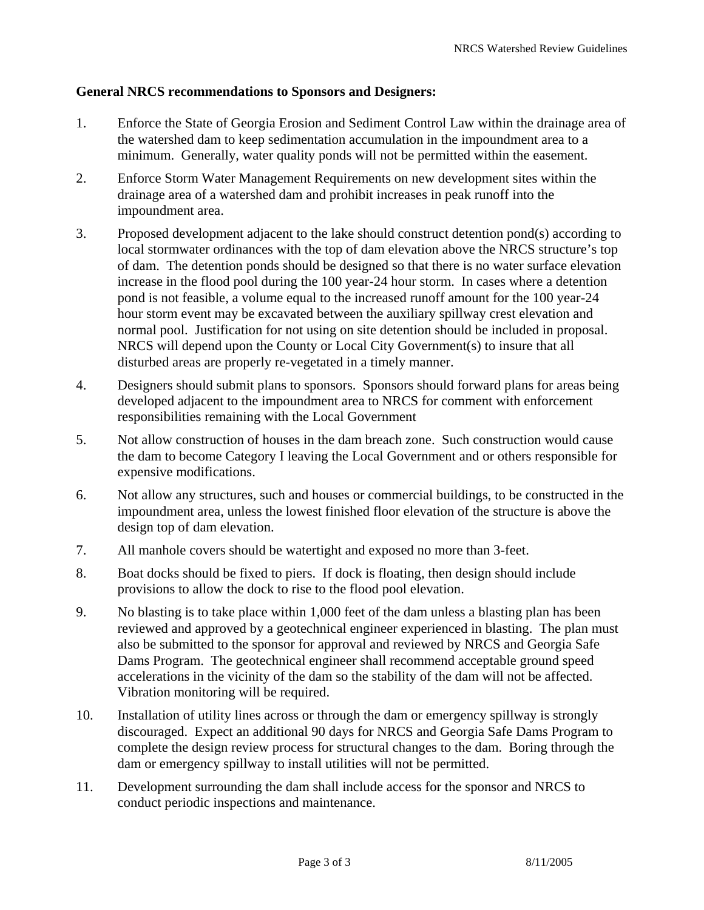**General NRCS recommendations to Sponsors and Designers:**

1. Enforce the State of Georgia Erosion and Sediment Control Law within the drainage area of the watershed dam to keep sedimentation accumulation in the impoundment area to a minimum. Generally, water quality ponds will not be permitted within the easement.

2. Enforce Storm Water Management Requirements on new development sites within the drainage area of a watershed dam and prohibit increases in peak runoff into the impoundment area.

3. Proposed development adjacent to the lake should construct detention pond(s) according to local stormwater ordinances with the top of dam elevation above the NRCS structure's top of dam. The detention ponds should be designed so that there is no water surface elevation increase in the flood pool during the 100 year-24 hour storm. In cases where a detention pond is not feasible, a volume equal to the increased runoff amount for the 100 year-24 hour storm event may be excavated between the auxiliary spillway crest elevation and normal pool. Justification for not using on site detention should be included in proposal. NRCS will depend upon the County or Local City Government(s) to insure that all disturbed areas are properly re-vegetated in a timely manner.

4. Designers should submit plans to sponsors. Sponsors should forward plans for areas being developed adjacent to the impoundment area to NRCS for comment with enforcement responsibilities remaining with the Local Government

5. Not allow construction of houses in the dam breach zone. Such construction would cause the dam to become Category I leaving the Local Government and or others responsible for expensive modifications.

6. Not allow any structures, such and houses or commercial buildings, to be constructed in the impoundment area, unless the lowest finished floor elevation of the structure is above the design top of dam elevation.

7. All manhole covers should be watertight and exposed no more than 3-feet.

8. Boat docks should be fixed to piers. If dock is floating, then design should include provisions to allow the dock to rise to the flood pool elevation.

9. No blasting is to take place within 1,000 feet of the dam unless a blasting plan has been reviewed and approved by a geotechnical engineer experienced in blasting. The plan must also be submitted to the sponsor for approval and reviewed by NRCS and Georgia Safe Dams Program. The geotechnical engineer shall recommend acceptable ground speed accelerations in the vicinity of the dam so the stability of the dam will not be affected. Vibration monitoring will be required.

10. Installation of utility lines across or through the dam or emergency spillway is strongly discouraged. Expect an additional 90 days for NRCS and Georgia Safe Dams Program to complete the design review process for structural changes to the dam. Boring through the dam or emergency spillway to install utilities will not be permitted.

11. Development surrounding the dam shall include access for the sponsor and NRCS to conduct periodic inspections and maintenance.